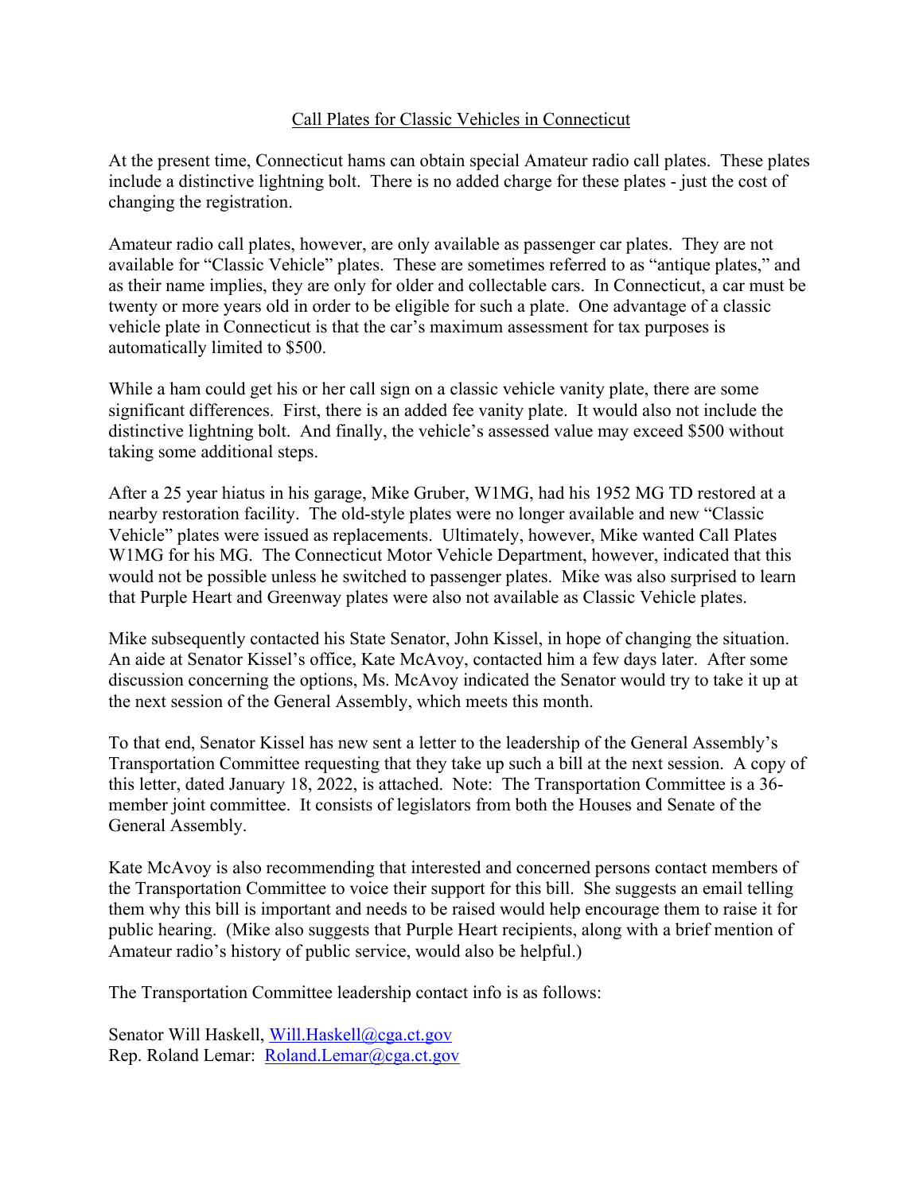<u>Call Plates for Classic Vehicles in Connecticut</u>

At the present time, Connecticut hams can obtain special Amateur radio call plates. These plates include a distinctive lightning bolt. There is no added charge for these plates - just the cost of changing the registration.

Amateur radio call plates, however, are only available as passenger car plates. They are not available for "Classic Vehicle" plates. These are sometimes referred to as "antique plates," and as their name implies, they are only for older and collectable cars. In Connecticut, a car must be twenty or more years old in order to be eligible for such a plate. One advantage of a classic vehicle plate in Connecticut is that the car's maximum assessment for tax purposes is automatically limited to $500.

While a ham could get his or her call sign on a classic vehicle vanity plate, there are some significant differences. First, there is an added fee vanity plate. It would also not include the distinctive lightning bolt. And finally, the vehicle's assessed value may exceed $500 without taking some additional steps.

After a 25 year hiatus in his garage, Mike Gruber, W1MG, had his 1952 MG TD restored at a nearby restoration facility. The old-style plates were no longer available and new "Classic Vehicle" plates were issued as replacements. Ultimately, however, Mike wanted Call Plates W1MG for his MG. The Connecticut Motor Vehicle Department, however, indicated that this would not be possible unless he switched to passenger plates. Mike was also surprised to learn that Purple Heart and Greenway plates were also not available as Classic Vehicle plates.

Mike subsequently contacted his State Senator, John Kissel, in hope of changing the situation. An aide at Senator Kissel's office, Kate McAvoy, contacted him a few days later. After some discussion concerning the options, Ms. McAvoy indicated the Senator would try to take it up at the next session of the General Assembly, which meets this month.

To that end, Senator Kissel has new sent a letter to the leadership of the General Assembly's Transportation Committee requesting that they take up such a bill at the next session. A copy of this letter, dated January 18, 2022, is attached. Note: The Transportation Committee is a 36-member joint committee. It consists of legislators from both the Houses and Senate of the General Assembly.

Kate McAvoy is also recommending that interested and concerned persons contact members of the Transportation Committee to voice their support for this bill. She suggests an email telling them why this bill is important and needs to be raised would help encourage them to raise it for public hearing. (Mike also suggests that Purple Heart recipients, along with a brief mention of Amateur radio's history of public service, would also be helpful.)

The Transportation Committee leadership contact info is as follows:

Senator Will Haskell, Will.Haskell@cga.ct.gov  
Rep. Roland Lemar: Roland.Lemar@cga.ct.gov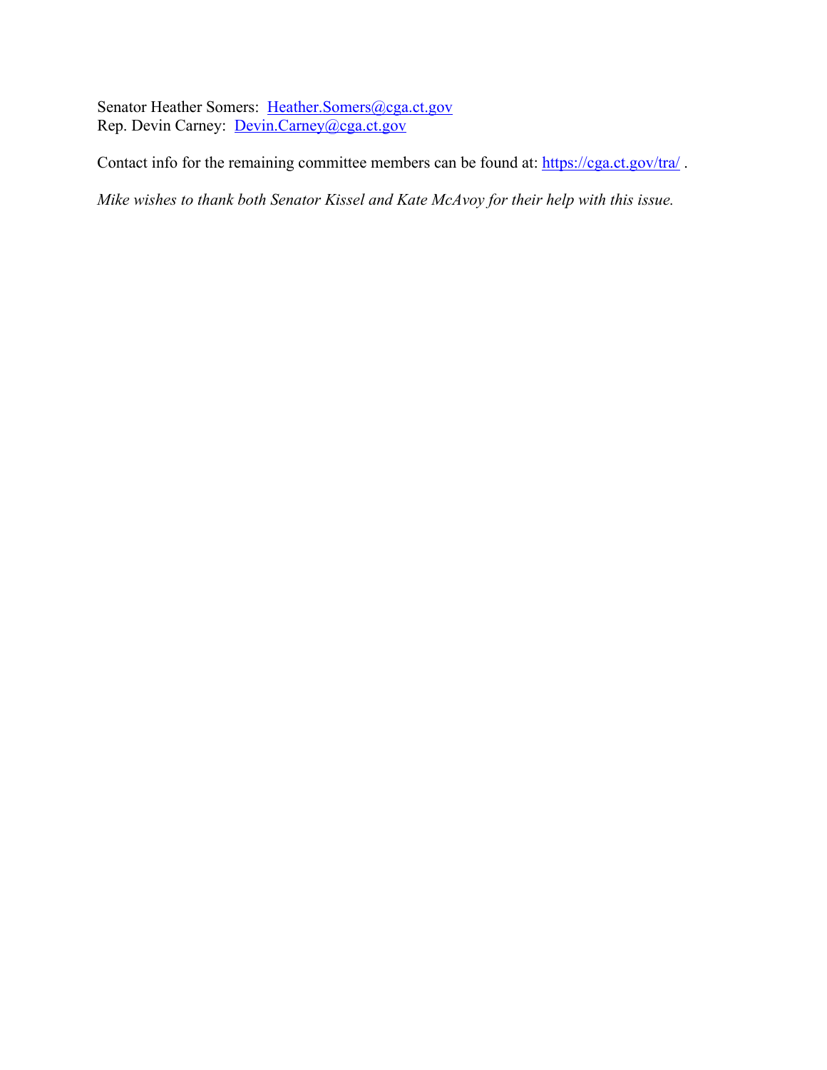Senator Heather Somers: [Heather.Somers@cga.ct.gov](mailto:Heather.Somers@cga.ct.gov)
Rep. Devin Carney: [Devin.Carney@cga.ct.gov](mailto:Devin.Carney@cga.ct.gov)

Contact info for the remaining committee members can be found at: [https://cga.ct.gov/tra/](https://cga.ct.gov/tra/) .

*Mike wishes to thank both Senator Kissel and Kate McAvoy for their help with this issue.*